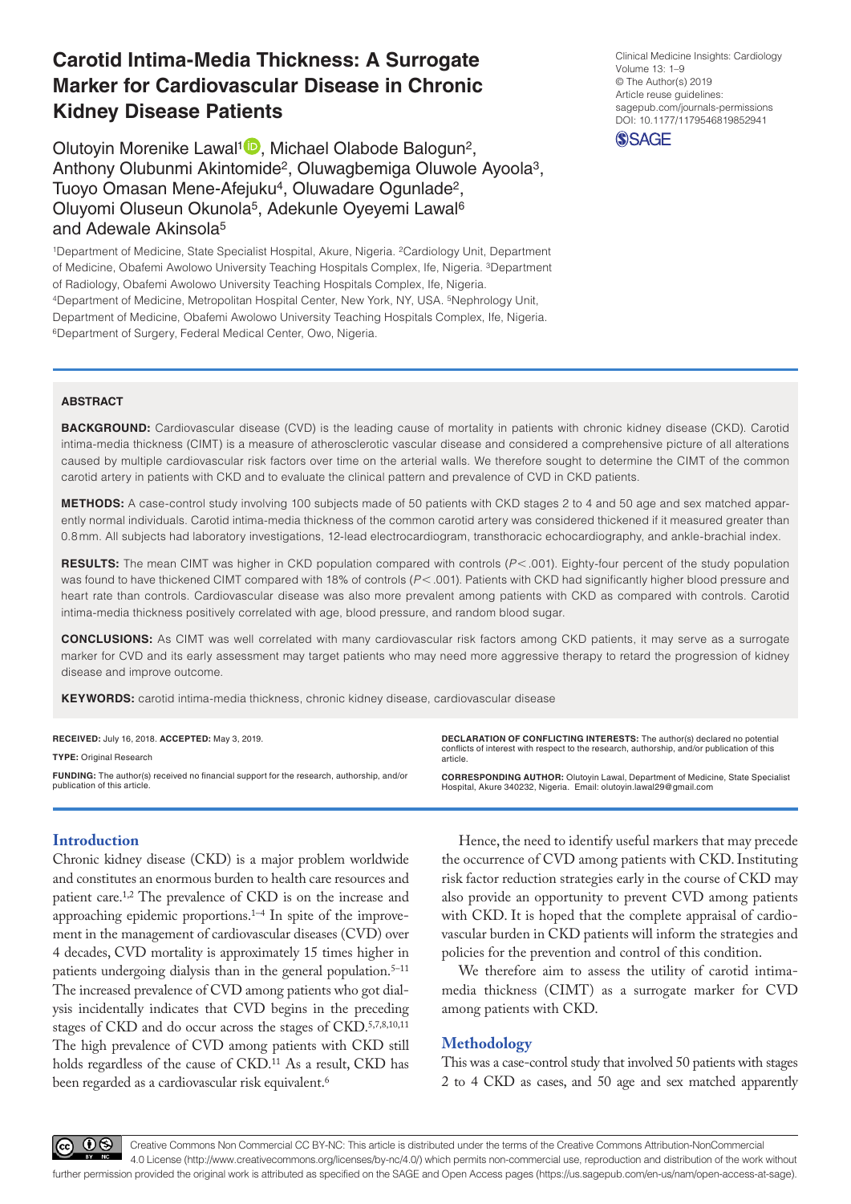# Carotid Intima-Media Thickness: A Surrogate Marker for Cardiovascular Disease in Chronic Kidney Disease Patients

Clinical Medicine Insights: Cardiology
Volume 13: 1–9
© The Author(s) 2019
Article reuse guidelines: sagepub.com/journals-permissions
DOI: 10.1177/1179546819852941

Olutoyin Morenike Lawal[1], Michael Olabode Balogun[2], Anthony Olubunmi Akintomide[2], Oluwagbemiga Oluwole Ayoola[3], Tuoyo Omasan Mene-Afejuku[4], Oluwadare Ogunlade[2], Oluyomi Oluseun Okunola[5], Adekunle Oyeyemi Lawal[6] and Adewale Akinsola[5]

[1]Department of Medicine, State Specialist Hospital, Akure, Nigeria. [2]Cardiology Unit, Department of Medicine, Obafemi Awolowo University Teaching Hospitals Complex, Ife, Nigeria. [3]Department of Radiology, Obafemi Awolowo University Teaching Hospitals Complex, Ife, Nigeria. [4]Department of Medicine, Metropolitan Hospital Center, New York, NY, USA. [5]Nephrology Unit, Department of Medicine, Obafemi Awolowo University Teaching Hospitals Complex, Ife, Nigeria. [6]Department of Surgery, Federal Medical Center, Owo, Nigeria.

## ABSTRACT

**BACKGROUND:** Cardiovascular disease (CVD) is the leading cause of mortality in patients with chronic kidney disease (CKD). Carotid intima-media thickness (CIMT) is a measure of atherosclerotic vascular disease and considered a comprehensive picture of all alterations caused by multiple cardiovascular risk factors over time on the arterial walls. We therefore sought to determine the CIMT of the common carotid artery in patients with CKD and to evaluate the clinical pattern and prevalence of CVD in CKD patients.

**METHODS:** A case-control study involving 100 subjects made of 50 patients with CKD stages 2 to 4 and 50 age and sex matched apparently normal individuals. Carotid intima-media thickness of the common carotid artery was considered thickened if it measured greater than 0.8 mm. All subjects had laboratory investigations, 12-lead electrocardiogram, transthoracic echocardiography, and ankle-brachial index.

**RESULTS:** The mean CIMT was higher in CKD population compared with controls ($P < .001$). Eighty-four percent of the study population was found to have thickened CIMT compared with 18% of controls ($P < .001$). Patients with CKD had significantly higher blood pressure and heart rate than controls. Cardiovascular disease was also more prevalent among patients with CKD as compared with controls. Carotid intima-media thickness positively correlated with age, blood pressure, and random blood sugar.

**CONCLUSIONS:** As CIMT was well correlated with many cardiovascular risk factors among CKD patients, it may serve as a surrogate marker for CVD and its early assessment may target patients who may need more aggressive therapy to retard the progression of kidney disease and improve outcome.

**KEYWORDS:** carotid intima-media thickness, chronic kidney disease, cardiovascular disease

**RECEIVED:** July 16, 2018. **ACCEPTED:** May 3, 2019.

**TYPE:** Original Research

**FUNDING:** The author(s) received no financial support for the research, authorship, and/or publication of this article.

**DECLARATION OF CONFLICTING INTERESTS:** The author(s) declared no potential conflicts of interest with respect to the research, authorship, and/or publication of this article.

**CORRESPONDING AUTHOR:** Olutoyin Lawal, Department of Medicine, State Specialist Hospital, Akure 340232, Nigeria. Email: olutoyin.lawal29@gmail.com

## Introduction

Chronic kidney disease (CKD) is a major problem worldwide and constitutes an enormous burden to health care resources and patient care.[1,2] The prevalence of CKD is on the increase and approaching epidemic proportions.[1–4] In spite of the improvement in the management of cardiovascular diseases (CVD) over 4 decades, CVD mortality is approximately 15 times higher in patients undergoing dialysis than in the general population.[5–11] The increased prevalence of CVD among patients who got dialysis incidentally indicates that CVD begins in the preceding stages of CKD and do occur across the stages of CKD.[5,7,8,10,11] The high prevalence of CVD among patients with CKD still holds regardless of the cause of CKD.[11] As a result, CKD has been regarded as a cardiovascular risk equivalent.[6]

Hence, the need to identify useful markers that may precede the occurrence of CVD among patients with CKD. Instituting risk factor reduction strategies early in the course of CKD may also provide an opportunity to prevent CVD among patients with CKD. It is hoped that the complete appraisal of cardiovascular burden in CKD patients will inform the strategies and policies for the prevention and control of this condition.

We therefore aim to assess the utility of carotid intima-media thickness (CIMT) as a surrogate marker for CVD among patients with CKD.

## Methodology

This was a case-control study that involved 50 patients with stages 2 to 4 CKD as cases, and 50 age and sex matched apparently

Creative Commons Non Commercial CC BY-NC: This article is distributed under the terms of the Creative Commons Attribution-NonCommercial 4.0 License (http://www.creativecommons.org/licenses/by-nc/4.0/) which permits non-commercial use, reproduction and distribution of the work without further permission provided the original work is attributed as specified on the SAGE and Open Access pages (https://us.sagepub.com/en-us/nam/open-access-at-sage).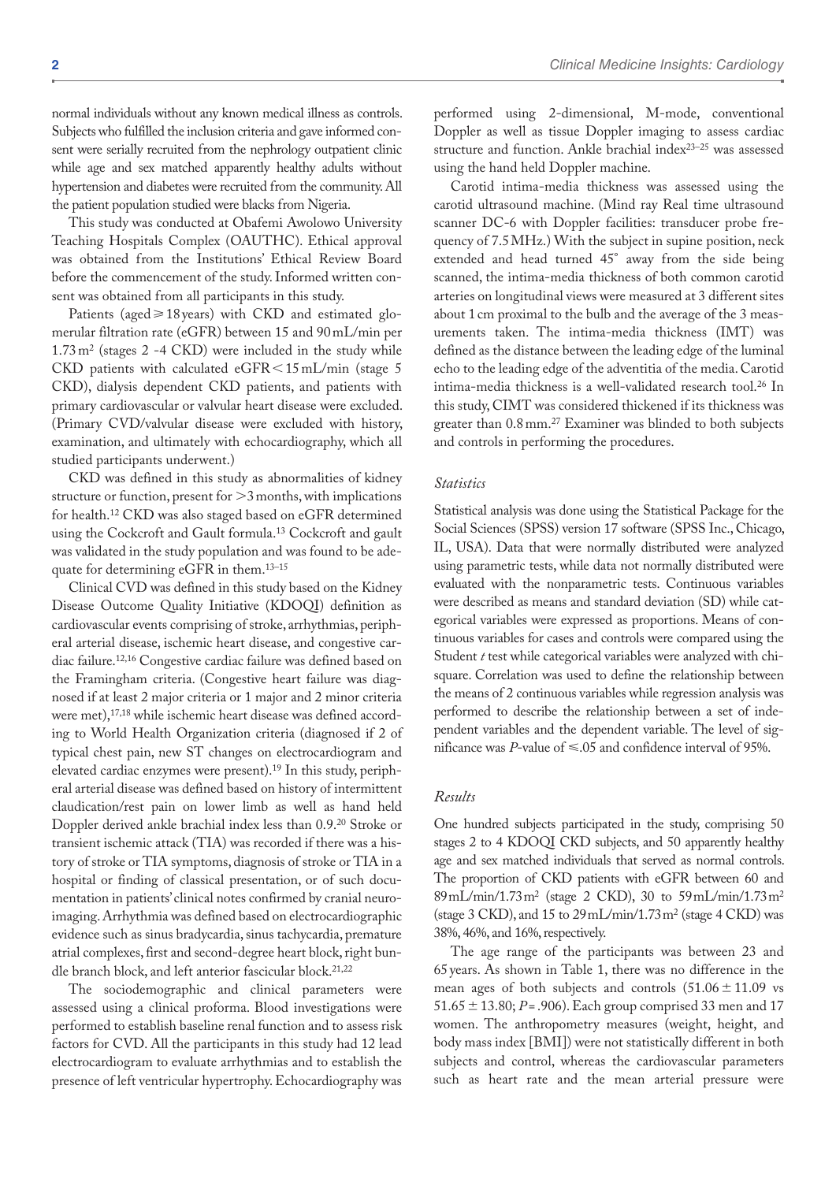normal individuals without any known medical illness as controls. Subjects who fulfilled the inclusion criteria and gave informed consent were serially recruited from the nephrology outpatient clinic while age and sex matched apparently healthy adults without hypertension and diabetes were recruited from the community. All the patient population studied were blacks from Nigeria.

This study was conducted at Obafemi Awolowo University Teaching Hospitals Complex (OAUTHC). Ethical approval was obtained from the Institutions' Ethical Review Board before the commencement of the study. Informed written consent was obtained from all participants in this study.

Patients (aged ⩾ 18 years) with CKD and estimated glomerular filtration rate (eGFR) between 15 and 90 mL/min per 1.73 m$^2$ (stages 2 -4 CKD) were included in the study while CKD patients with calculated eGFR < 15 mL/min (stage 5 CKD), dialysis dependent CKD patients, and patients with primary cardiovascular or valvular heart disease were excluded. (Primary CVD/valvular disease were excluded with history, examination, and ultimately with echocardiography, which all studied participants underwent.)

CKD was defined in this study as abnormalities of kidney structure or function, present for >3 months, with implications for health.[12] CKD was also staged based on eGFR determined using the Cockcroft and Gault formula.[13] Cockcroft and gault was validated in the study population and was found to be adequate for determining eGFR in them.[13–15]

Clinical CVD was defined in this study based on the Kidney Disease Outcome Quality Initiative (KDOQI) definition as cardiovascular events comprising of stroke, arrhythmias, peripheral arterial disease, ischemic heart disease, and congestive cardiac failure.[12,16] Congestive cardiac failure was defined based on the Framingham criteria. (Congestive heart failure was diagnosed if at least 2 major criteria or 1 major and 2 minor criteria were met),[17,18] while ischemic heart disease was defined according to World Health Organization criteria (diagnosed if 2 of typical chest pain, new ST changes on electrocardiogram and elevated cardiac enzymes were present).[19] In this study, peripheral arterial disease was defined based on history of intermittent claudication/rest pain on lower limb as well as hand held Doppler derived ankle brachial index less than 0.9.[20] Stroke or transient ischemic attack (TIA) was recorded if there was a history of stroke or TIA symptoms, diagnosis of stroke or TIA in a hospital or finding of classical presentation, or of such documentation in patients' clinical notes confirmed by cranial neuroimaging. Arrhythmia was defined based on electrocardiographic evidence such as sinus bradycardia, sinus tachycardia, premature atrial complexes, first and second-degree heart block, right bundle branch block, and left anterior fascicular block.[21,22]

The sociodemographic and clinical parameters were assessed using a clinical proforma. Blood investigations were performed to establish baseline renal function and to assess risk factors for CVD. All the participants in this study had 12 lead electrocardiogram to evaluate arrhythmias and to establish the presence of left ventricular hypertrophy. Echocardiography was performed using 2-dimensional, M-mode, conventional Doppler as well as tissue Doppler imaging to assess cardiac structure and function. Ankle brachial index[23–25] was assessed using the hand held Doppler machine.

Carotid intima-media thickness was assessed using the carotid ultrasound machine. (Mind ray Real time ultrasound scanner DC-6 with Doppler facilities: transducer probe frequency of 7.5 MHz.) With the subject in supine position, neck extended and head turned 45° away from the side being scanned, the intima-media thickness of both common carotid arteries on longitudinal views were measured at 3 different sites about 1 cm proximal to the bulb and the average of the 3 measurements taken. The intima-media thickness (IMT) was defined as the distance between the leading edge of the luminal echo to the leading edge of the adventitia of the media. Carotid intima-media thickness is a well-validated research tool.[26] In this study, CIMT was considered thickened if its thickness was greater than 0.8 mm.[27] Examiner was blinded to both subjects and controls in performing the procedures.

### *Statistics*

Statistical analysis was done using the Statistical Package for the Social Sciences (SPSS) version 17 software (SPSS Inc., Chicago, IL, USA). Data that were normally distributed were analyzed using parametric tests, while data not normally distributed were evaluated with the nonparametric tests. Continuous variables were described as means and standard deviation (SD) while categorical variables were expressed as proportions. Means of continuous variables for cases and controls were compared using the Student *t* test while categorical variables were analyzed with chi-square. Correlation was used to define the relationship between the means of 2 continuous variables while regression analysis was performed to describe the relationship between a set of independent variables and the dependent variable. The level of significance was *P*-value of ⩽.05 and confidence interval of 95%.

## *Results*

One hundred subjects participated in the study, comprising 50 stages 2 to 4 KDOQI CKD subjects, and 50 apparently healthy age and sex matched individuals that served as normal controls. The proportion of CKD patients with eGFR between 60 and 89 mL/min/1.73 m$^2$ (stage 2 CKD), 30 to 59 mL/min/1.73 m$^2$ (stage 3 CKD), and 15 to 29 mL/min/1.73 m$^2$ (stage 4 CKD) was 38%, 46%, and 16%, respectively.

The age range of the participants was between 23 and 65 years. As shown in Table 1, there was no difference in the mean ages of both subjects and controls (51.06 ± 11.09 vs 51.65 ± 13.80; *P* = .906). Each group comprised 33 men and 17 women. The anthropometry measures (weight, height, and body mass index [BMI]) were not statistically different in both subjects and control, whereas the cardiovascular parameters such as heart rate and the mean arterial pressure were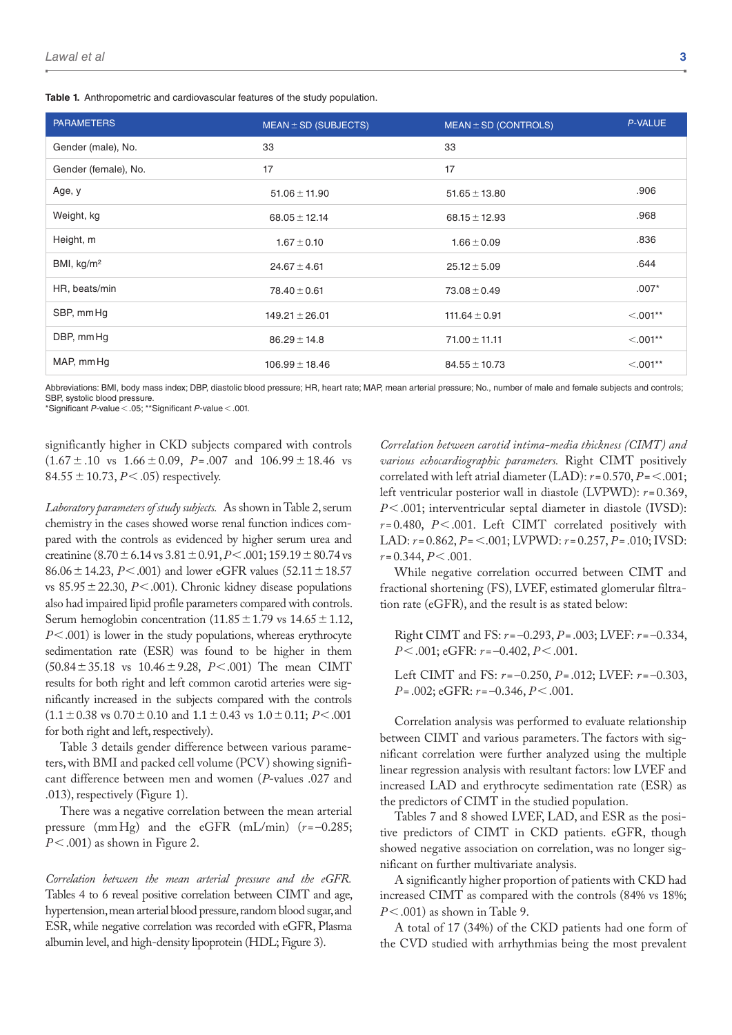**Table 1.** Anthropometric and cardiovascular features of the study population.

| PARAMETERS | MEAN ± SD (SUBJECTS) | MEAN ± SD (CONTROLS) | *P*-VALUE |
|---|---|---|---|
| Gender (male), No. | 33 | 33 | |
| Gender (female), No. | 17 | 17 | |
| Age, y | 51.06 ± 11.90 | 51.65 ± 13.80 | .906 |
| Weight, kg | 68.05 ± 12.14 | 68.15 ± 12.93 | .968 |
| Height, m | 1.67 ± 0.10 | 1.66 ± 0.09 | .836 |
| BMI, kg/m$^2$ | 24.67 ± 4.61 | 25.12 ± 5.09 | .644 |
| HR, beats/min | 78.40 ± 0.61 | 73.08 ± 0.49 | .007* |
| SBP, mm Hg | 149.21 ± 26.01 | 111.64 ± 0.91 | <.001** |
| DBP, mm Hg | 86.29 ± 14.8 | 71.00 ± 11.11 | <.001** |
| MAP, mm Hg | 106.99 ± 18.46 | 84.55 ± 10.73 | <.001** |

Abbreviations: BMI, body mass index; DBP, diastolic blood pressure; HR, heart rate; MAP, mean arterial pressure; No., number of male and female subjects and controls; SBP, systolic blood pressure.
*Significant *P*-value < .05; **Significant *P*-value < .001.

significantly higher in CKD subjects compared with controls (1.67 ± .10 vs 1.66 ± 0.09, *P* = .007 and 106.99 ± 18.46 vs 84.55 ± 10.73, *P* < .05) respectively.

*Laboratory parameters of study subjects.* As shown in Table 2, serum chemistry in the cases showed worse renal function indices compared with the controls as evidenced by higher serum urea and creatinine (8.70 ± 6.14 vs 3.81 ± 0.91, *P* < .001; 159.19 ± 80.74 vs 86.06 ± 14.23, *P* < .001) and lower eGFR values (52.11 ± 18.57 vs 85.95 ± 22.30, *P* < .001). Chronic kidney disease populations also had impaired lipid profile parameters compared with controls. Serum hemoglobin concentration (11.85 ± 1.79 vs 14.65 ± 1.12, *P* < .001) is lower in the study populations, whereas erythrocyte sedimentation rate (ESR) was found to be higher in them (50.84 ± 35.18 vs 10.46 ± 9.28, *P* < .001) The mean CIMT results for both right and left common carotid arteries were significantly increased in the subjects compared with the controls (1.1 ± 0.38 vs 0.70 ± 0.10 and 1.1 ± 0.43 vs 1.0 ± 0.11; *P* < .001 for both right and left, respectively).

Table 3 details gender difference between various parameters, with BMI and packed cell volume (PCV) showing significant difference between men and women (*P*-values .027 and .013), respectively (Figure 1).

There was a negative correlation between the mean arterial pressure (mm Hg) and the eGFR (mL/min) ($r$ = –0.285; *P* < .001) as shown in Figure 2.

*Correlation between the mean arterial pressure and the eGFR.* Tables 4 to 6 reveal positive correlation between CIMT and age, hypertension, mean arterial blood pressure, random blood sugar, and ESR, while negative correlation was recorded with eGFR, Plasma albumin level, and high-density lipoprotein (HDL; Figure 3).

*Correlation between carotid intima-media thickness (CIMT) and various echocardiographic parameters.* Right CIMT positively correlated with left atrial diameter (LAD): $r$ = 0.570, *P* = < .001; left ventricular posterior wall in diastole (LVPWD): $r$ = 0.369, *P* < .001; interventricular septal diameter in diastole (IVSD): $r$ = 0.480, *P* < .001. Left CIMT correlated positively with LAD: $r$ = 0.862, *P* = < .001; LVPWD: $r$ = 0.257, *P* = .010; IVSD: $r$ = 0.344, *P* < .001.

While negative correlation occurred between CIMT and fractional shortening (FS), LVEF, estimated glomerular filtration rate (eGFR), and the result is as stated below:

Right CIMT and FS: $r$ = –0.293, *P* = .003; LVEF: $r$ = –0.334, *P* < .001; eGFR: $r$ = –0.402, *P* < .001.

Left CIMT and FS: $r$ = –0.250, *P* = .012; LVEF: $r$ = –0.303, *P* = .002; eGFR: $r$ = –0.346, *P* < .001.

Correlation analysis was performed to evaluate relationship between CIMT and various parameters. The factors with significant correlation were further analyzed using the multiple linear regression analysis with resultant factors: low LVEF and increased LAD and erythrocyte sedimentation rate (ESR) as the predictors of CIMT in the studied population.

Tables 7 and 8 showed LVEF, LAD, and ESR as the positive predictors of CIMT in CKD patients. eGFR, though showed negative association on correlation, was no longer significant on further multivariate analysis.

A significantly higher proportion of patients with CKD had increased CIMT as compared with the controls (84% vs 18%; *P* < .001) as shown in Table 9.

A total of 17 (34%) of the CKD patients had one form of the CVD studied with arrhythmias being the most prevalent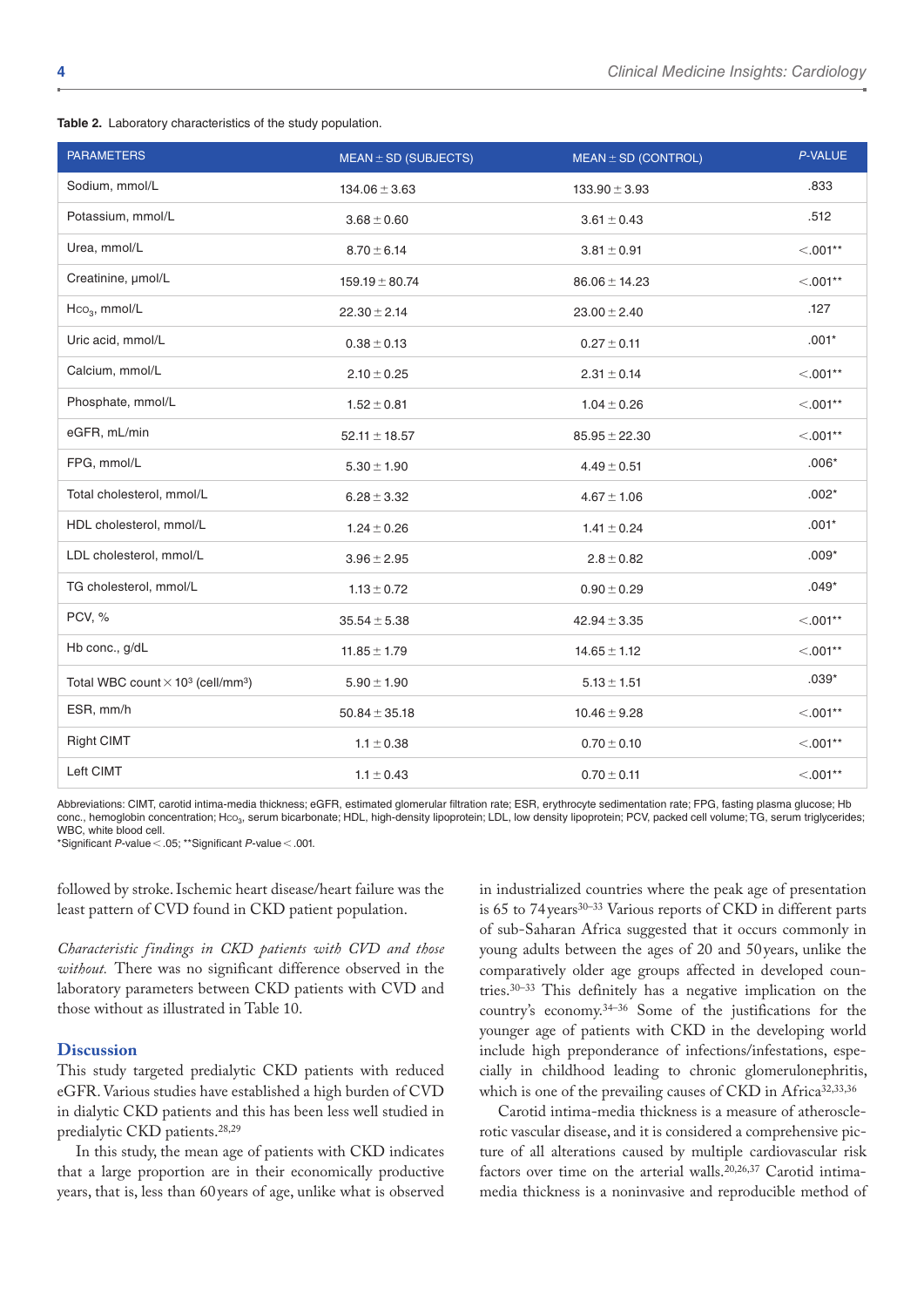**Table 2.** Laboratory characteristics of the study population.

| PARAMETERS | MEAN ± SD (SUBJECTS) | MEAN ± SD (CONTROL) | P-VALUE |
|---|---|---|---|
| Sodium, mmol/L | 134.06 ± 3.63 | 133.90 ± 3.93 | .833 |
| Potassium, mmol/L | 3.68 ± 0.60 | 3.61 ± 0.43 | .512 |
| Urea, mmol/L | 8.70 ± 6.14 | 3.81 ± 0.91 | <.001** |
| Creatinine, µmol/L | 159.19 ± 80.74 | 86.06 ± 14.23 | <.001** |
| $Hco_3$, mmol/L | 22.30 ± 2.14 | 23.00 ± 2.40 | .127 |
| Uric acid, mmol/L | 0.38 ± 0.13 | 0.27 ± 0.11 | .001* |
| Calcium, mmol/L | 2.10 ± 0.25 | 2.31 ± 0.14 | <.001** |
| Phosphate, mmol/L | 1.52 ± 0.81 | 1.04 ± 0.26 | <.001** |
| eGFR, mL/min | 52.11 ± 18.57 | 85.95 ± 22.30 | <.001** |
| FPG, mmol/L | 5.30 ± 1.90 | 4.49 ± 0.51 | .006* |
| Total cholesterol, mmol/L | 6.28 ± 3.32 | 4.67 ± 1.06 | .002* |
| HDL cholesterol, mmol/L | 1.24 ± 0.26 | 1.41 ± 0.24 | .001* |
| LDL cholesterol, mmol/L | 3.96 ± 2.95 | 2.8 ± 0.82 | .009* |
| TG cholesterol, mmol/L | 1.13 ± 0.72 | 0.90 ± 0.29 | .049* |
| PCV, % | 35.54 ± 5.38 | 42.94 ± 3.35 | <.001** |
| Hb conc., g/dL | 11.85 ± 1.79 | 14.65 ± 1.12 | <.001** |
| Total WBC count × $10^3$ (cell/mm$^3$) | 5.90 ± 1.90 | 5.13 ± 1.51 | .039* |
| ESR, mm/h | 50.84 ± 35.18 | 10.46 ± 9.28 | <.001** |
| Right CIMT | 1.1 ± 0.38 | 0.70 ± 0.10 | <.001** |
| Left CIMT | 1.1 ± 0.43 | 0.70 ± 0.11 | <.001** |

Abbreviations: CIMT, carotid intima-media thickness; eGFR, estimated glomerular filtration rate; ESR, erythrocyte sedimentation rate; FPG, fasting plasma glucose; Hb conc., hemoglobin concentration; $Hco_3$, serum bicarbonate; HDL, high-density lipoprotein; LDL, low density lipoprotein; PCV, packed cell volume; TG, serum triglycerides; WBC, white blood cell.
*Significant P-value < .05; **Significant P-value < .001.

followed by stroke. Ischemic heart disease/heart failure was the least pattern of CVD found in CKD patient population.

*Characteristic findings in CKD patients with CVD and those without.* There was no significant difference observed in the laboratory parameters between CKD patients with CVD and those without as illustrated in Table 10.

## Discussion

This study targeted predialytic CKD patients with reduced eGFR. Various studies have established a high burden of CVD in dialytic CKD patients and this has been less well studied in predialytic CKD patients.[28,29]

In this study, the mean age of patients with CKD indicates that a large proportion are in their economically productive years, that is, less than 60 years of age, unlike what is observed in industrialized countries where the peak age of presentation is 65 to 74 years[30–33] Various reports of CKD in different parts of sub-Saharan Africa suggested that it occurs commonly in young adults between the ages of 20 and 50 years, unlike the comparatively older age groups affected in developed countries.[30–33] This definitely has a negative implication on the country's economy.[34–36] Some of the justifications for the younger age of patients with CKD in the developing world include high preponderance of infections/infestations, especially in childhood leading to chronic glomerulonephritis, which is one of the prevailing causes of CKD in Africa[32,33,36]

Carotid intima-media thickness is a measure of atherosclerotic vascular disease, and it is considered a comprehensive picture of all alterations caused by multiple cardiovascular risk factors over time on the arterial walls.[20,26,37] Carotid intima-media thickness is a noninvasive and reproducible method of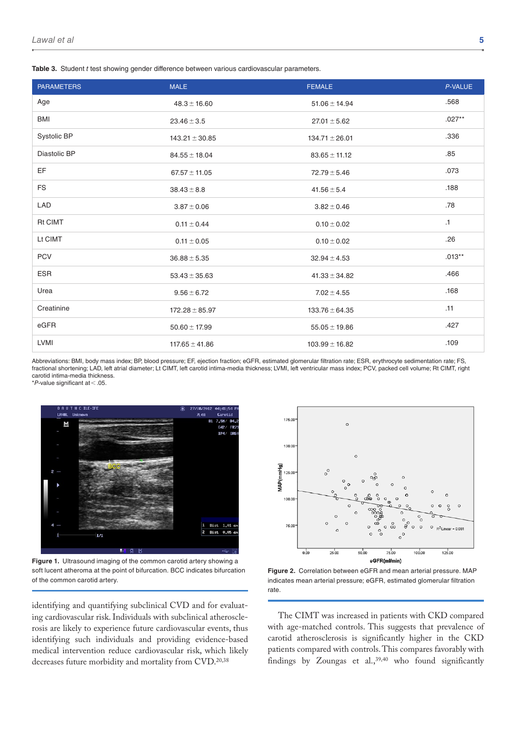**Table 3.** Student *t* test showing gender difference between various cardiovascular parameters.

| PARAMETERS | MALE | FEMALE | *P*-VALUE |
|---|---|---|---|
| Age | 48.3 ± 16.60 | 51.06 ± 14.94 | .568 |
| BMI | 23.46 ± 3.5 | 27.01 ± 5.62 | .027** |
| Systolic BP | 143.21 ± 30.85 | 134.71 ± 26.01 | .336 |
| Diastolic BP | 84.55 ± 18.04 | 83.65 ± 11.12 | .85 |
| EF | 67.57 ± 11.05 | 72.79 ± 5.46 | .073 |
| FS | 38.43 ± 8.8 | 41.56 ± 5.4 | .188 |
| LAD | 3.87 ± 0.06 | 3.82 ± 0.46 | .78 |
| Rt CIMT | 0.11 ± 0.44 | 0.10 ± 0.02 | .1 |
| Lt CIMT | 0.11 ± 0.05 | 0.10 ± 0.02 | .26 |
| PCV | 36.88 ± 5.35 | 32.94 ± 4.53 | .013** |
| ESR | 53.43 ± 35.63 | 41.33 ± 34.82 | .466 |
| Urea | 9.56 ± 6.72 | 7.02 ± 4.55 | .168 |
| Creatinine | 172.28 ± 85.97 | 133.76 ± 64.35 | .11 |
| eGFR | 50.60 ± 17.99 | 55.05 ± 19.86 | .427 |
| LVMI | 117.65 ± 41.86 | 103.99 ± 16.82 | .109 |

Abbreviations: BMI, body mass index; BP, blood pressure; EF, ejection fraction; eGFR, estimated glomerular filtration rate; ESR, erythrocyte sedimentation rate; FS, fractional shortening; LAD, left atrial diameter; Lt CIMT, left carotid intima-media thickness; LVMI, left ventricular mass index; PCV, packed cell volume; Rt CIMT, right carotid intima-media thickness.
*$P$-value significant at < .05.

**Figure 1.** Ultrasound imaging of the common carotid artery showing a soft lucent atheroma at the point of bifurcation. BCC indicates bifurcation of the common carotid artery.

**Figure 2.** Correlation between eGFR and mean arterial pressure. MAP indicates mean arterial pressure; eGFR, estimated glomerular filtration rate.

identifying and quantifying subclinical CVD and for evaluating cardiovascular risk. Individuals with subclinical atherosclerosis are likely to experience future cardiovascular events, thus identifying such individuals and providing evidence-based medical intervention reduce cardiovascular risk, which likely decreases future morbidity and mortality from CVD.[20,38]

The CIMT was increased in patients with CKD compared with age-matched controls. This suggests that prevalence of carotid atherosclerosis is significantly higher in the CKD patients compared with controls. This compares favorably with findings by Zoungas et al.,[39,40] who found significantly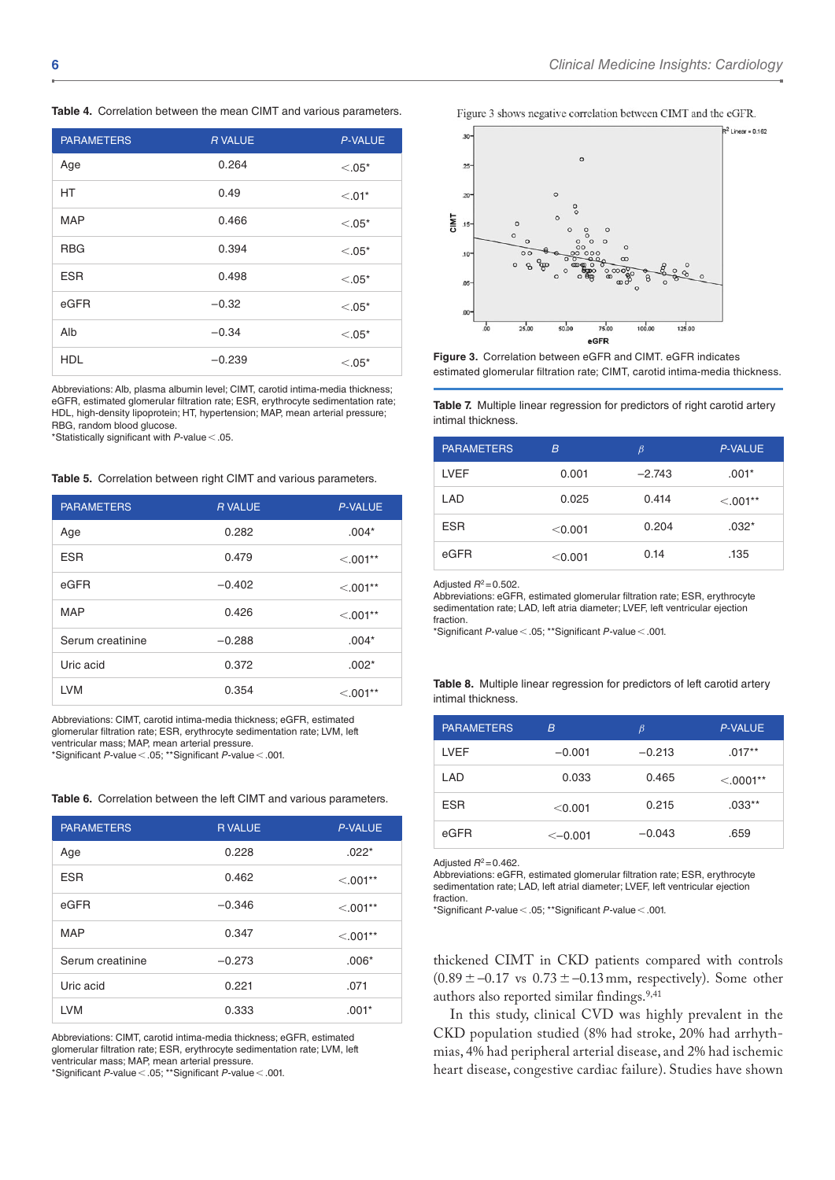**Table 4.** Correlation between the mean CIMT and various parameters.

| PARAMETERS | R VALUE | P-VALUE |
|---|---|---|
| Age | 0.264 | <.05* |
| HT | 0.49 | <.01* |
| MAP | 0.466 | <.05* |
| RBG | 0.394 | <.05* |
| ESR | 0.498 | <.05* |
| eGFR | −0.32 | <.05* |
| Alb | −0.34 | <.05* |
| HDL | −0.239 | <.05* |

Abbreviations: Alb, plasma albumin level; CIMT, carotid intima-media thickness; eGFR, estimated glomerular filtration rate; ESR, erythrocyte sedimentation rate; HDL, high-density lipoprotein; HT, hypertension; MAP, mean arterial pressure; RBG, random blood glucose.
*Statistically significant with P-value < .05.

**Table 5.** Correlation between right CIMT and various parameters.

| PARAMETERS | R VALUE | P-VALUE |
|---|---|---|
| Age | 0.282 | .004* |
| ESR | 0.479 | <.001** |
| eGFR | −0.402 | <.001** |
| MAP | 0.426 | <.001** |
| Serum creatinine | −0.288 | .004* |
| Uric acid | 0.372 | .002* |
| LVM | 0.354 | <.001** |

Abbreviations: CIMT, carotid intima-media thickness; eGFR, estimated glomerular filtration rate; ESR, erythrocyte sedimentation rate; LVM, left ventricular mass; MAP, mean arterial pressure.
*Significant P-value < .05; **Significant P-value < .001.

**Table 6.** Correlation between the left CIMT and various parameters.

| PARAMETERS | R VALUE | P-VALUE |
|---|---|---|
| Age | 0.228 | .022* |
| ESR | 0.462 | <.001** |
| eGFR | −0.346 | <.001** |
| MAP | 0.347 | <.001** |
| Serum creatinine | −0.273 | .006* |
| Uric acid | 0.221 | .071 |
| LVM | 0.333 | .001* |

Abbreviations: CIMT, carotid intima-media thickness; eGFR, estimated glomerular filtration rate; ESR, erythrocyte sedimentation rate; LVM, left ventricular mass; MAP, mean arterial pressure.
*Significant P-value < .05; **Significant P-value < .001.

Figure 3 shows negative correlation between CIMT and the eGFR.

**Figure 3.** Correlation between eGFR and CIMT. eGFR indicates estimated glomerular filtration rate; CIMT, carotid intima-media thickness.

**Table 7.** Multiple linear regression for predictors of right carotid artery intimal thickness.

| PARAMETERS | B | β | P-VALUE |
|---|---|---|---|
| LVEF | 0.001 | −2.743 | .001* |
| LAD | 0.025 | 0.414 | <.001** |
| ESR | <0.001 | 0.204 | .032* |
| eGFR | <0.001 | 0.14 | .135 |

Adjusted $R^2 = 0.502$.
Abbreviations: eGFR, estimated glomerular filtration rate; ESR, erythrocyte sedimentation rate; LAD, left atria diameter; LVEF, left ventricular ejection fraction.
*Significant P-value < .05; **Significant P-value < .001.

**Table 8.** Multiple linear regression for predictors of left carotid artery intimal thickness.

| PARAMETERS | B | β | P-VALUE |
|---|---|---|---|
| LVEF | −0.001 | −0.213 | .017** |
| LAD | 0.033 | 0.465 | <.0001** |
| ESR | <0.001 | 0.215 | .033** |
| eGFR | <−0.001 | −0.043 | .659 |

Adjusted $R^2 = 0.462$.
Abbreviations: eGFR, estimated glomerular filtration rate; ESR, erythrocyte sedimentation rate; LAD, left atrial diameter; LVEF, left ventricular ejection fraction.
*Significant P-value < .05; **Significant P-value < .001.

thickened CIMT in CKD patients compared with controls (0.89 ± −0.17 vs 0.73 ± −0.13 mm, respectively). Some other authors also reported similar findings.[9,41]

In this study, clinical CVD was highly prevalent in the CKD population studied (8% had stroke, 20% had arrhythmias, 4% had peripheral arterial disease, and 2% had ischemic heart disease, congestive cardiac failure). Studies have shown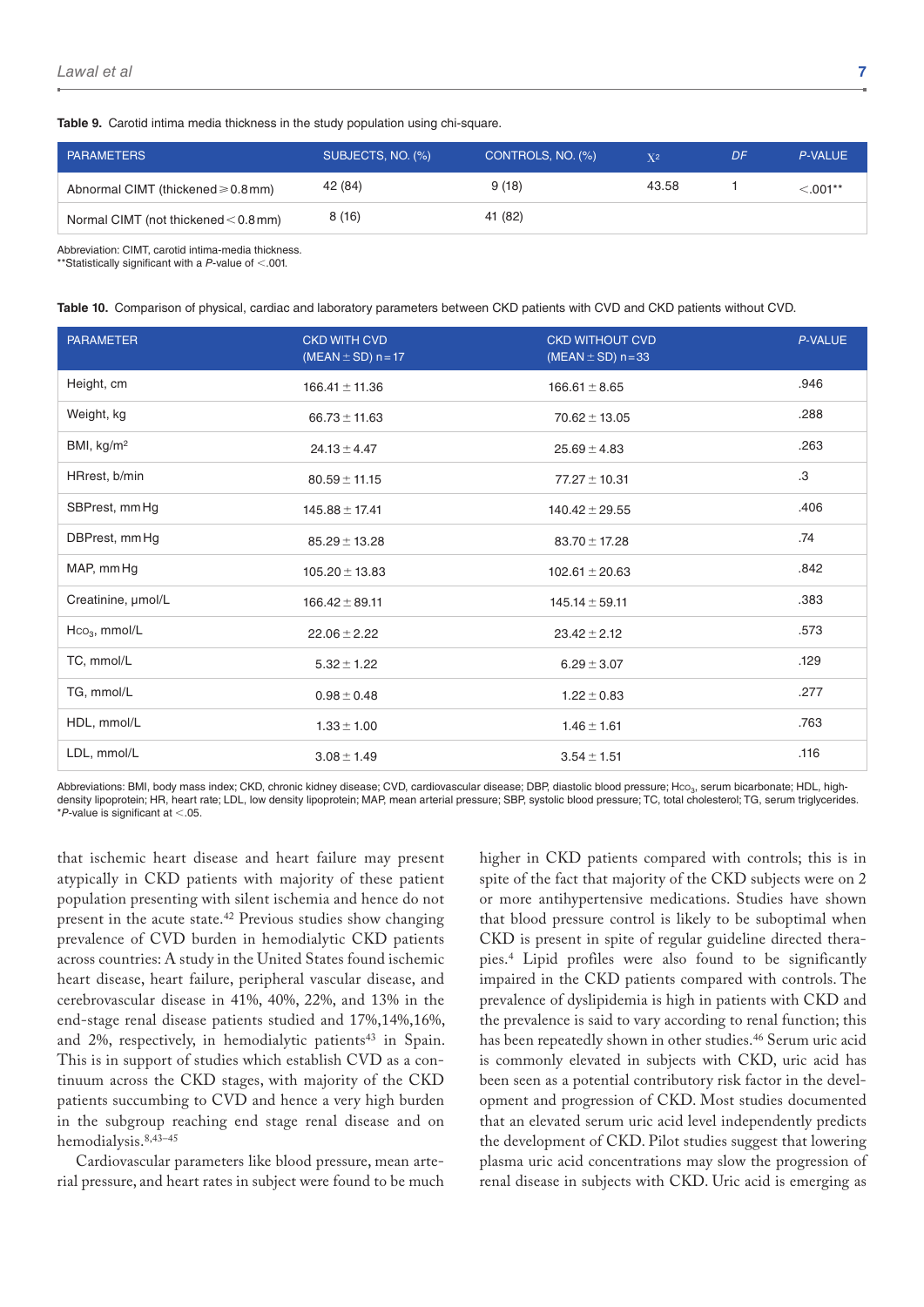**Table 9.** Carotid intima media thickness in the study population using chi-square.

| PARAMETERS | SUBJECTS, NO. (%) | CONTROLS, NO. (%) | $\chi^2$ | *DF* | *P*-VALUE |
|---|---|---|---|---|---|
| Abnormal CIMT (thickened ⩾ 0.8 mm) | 42 (84) | 9 (18) | 43.58 | 1 | <.001** |
| Normal CIMT (not thickened < 0.8 mm) | 8 (16) | 41 (82) | | | |

Abbreviation: CIMT, carotid intima-media thickness.
**Statistically significant with a *P*-value of <.001.

**Table 10.** Comparison of physical, cardiac and laboratory parameters between CKD patients with CVD and CKD patients without CVD.

| PARAMETER | CKD WITH CVD (MEAN ± SD) n = 17 | CKD WITHOUT CVD (MEAN ± SD) n = 33 | *P*-VALUE |
|---|---|---|---|
| Height, cm | 166.41 ± 11.36 | 166.61 ± 8.65 | .946 |
| Weight, kg | 66.73 ± 11.63 | 70.62 ± 13.05 | .288 |
| BMI, kg/m² | 24.13 ± 4.47 | 25.69 ± 4.83 | .263 |
| HRrest, b/min | 80.59 ± 11.15 | 77.27 ± 10.31 | .3 |
| SBPrest, mm Hg | 145.88 ± 17.41 | 140.42 ± 29.55 | .406 |
| DBPrest, mm Hg | 85.29 ± 13.28 | 83.70 ± 17.28 | .74 |
| MAP, mm Hg | 105.20 ± 13.83 | 102.61 ± 20.63 | .842 |
| Creatinine, µmol/L | 166.42 ± 89.11 | 145.14 ± 59.11 | .383 |
| $Hco_3$, mmol/L | 22.06 ± 2.22 | 23.42 ± 2.12 | .573 |
| TC, mmol/L | 5.32 ± 1.22 | 6.29 ± 3.07 | .129 |
| TG, mmol/L | 0.98 ± 0.48 | 1.22 ± 0.83 | .277 |
| HDL, mmol/L | 1.33 ± 1.00 | 1.46 ± 1.61 | .763 |
| LDL, mmol/L | 3.08 ± 1.49 | 3.54 ± 1.51 | .116 |

Abbreviations: BMI, body mass index; CKD, chronic kidney disease; CVD, cardiovascular disease; DBP, diastolic blood pressure; $Hco_3$, serum bicarbonate; HDL, high-density lipoprotein; HR, heart rate; LDL, low density lipoprotein; MAP, mean arterial pressure; SBP, systolic blood pressure; TC, total cholesterol; TG, serum triglycerides.
**P*-value is significant at <.05.

that ischemic heart disease and heart failure may present atypically in CKD patients with majority of these patient population presenting with silent ischemia and hence do not present in the acute state.[42] Previous studies show changing prevalence of CVD burden in hemodialytic CKD patients across countries: A study in the United States found ischemic heart disease, heart failure, peripheral vascular disease, and cerebrovascular disease in 41%, 40%, 22%, and 13% in the end-stage renal disease patients studied and 17%,14%,16%, and 2%, respectively, in hemodialytic patients[43] in Spain. This is in support of studies which establish CVD as a continuum across the CKD stages, with majority of the CKD patients succumbing to CVD and hence a very high burden in the subgroup reaching end stage renal disease and on hemodialysis.[8,43–45]

Cardiovascular parameters like blood pressure, mean arterial pressure, and heart rates in subject were found to be much higher in CKD patients compared with controls; this is in spite of the fact that majority of the CKD subjects were on 2 or more antihypertensive medications. Studies have shown that blood pressure control is likely to be suboptimal when CKD is present in spite of regular guideline directed therapies.[4] Lipid profiles were also found to be significantly impaired in the CKD patients compared with controls. The prevalence of dyslipidemia is high in patients with CKD and the prevalence is said to vary according to renal function; this has been repeatedly shown in other studies.[46] Serum uric acid is commonly elevated in subjects with CKD, uric acid has been seen as a potential contributory risk factor in the development and progression of CKD. Most studies documented that an elevated serum uric acid level independently predicts the development of CKD. Pilot studies suggest that lowering plasma uric acid concentrations may slow the progression of renal disease in subjects with CKD. Uric acid is emerging as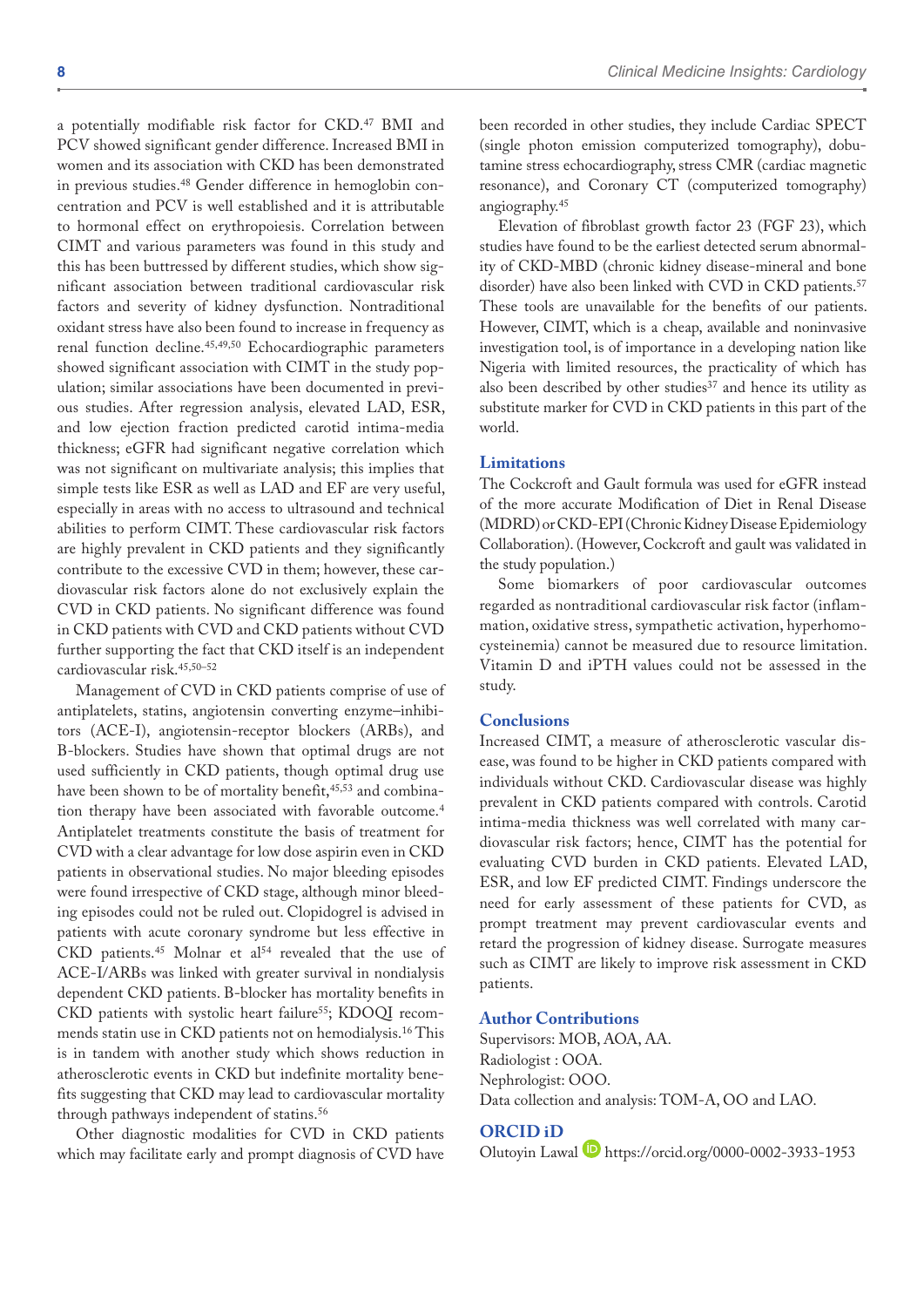a potentially modifiable risk factor for CKD.[47] BMI and PCV showed significant gender difference. Increased BMI in women and its association with CKD has been demonstrated in previous studies.[48] Gender difference in hemoglobin concentration and PCV is well established and it is attributable to hormonal effect on erythropoiesis. Correlation between CIMT and various parameters was found in this study and this has been buttressed by different studies, which show significant association between traditional cardiovascular risk factors and severity of kidney dysfunction. Nontraditional oxidant stress have also been found to increase in frequency as renal function decline.[45,49,50] Echocardiographic parameters showed significant association with CIMT in the study population; similar associations have been documented in previous studies. After regression analysis, elevated LAD, ESR, and low ejection fraction predicted carotid intima-media thickness; eGFR had significant negative correlation which was not significant on multivariate analysis; this implies that simple tests like ESR as well as LAD and EF are very useful, especially in areas with no access to ultrasound and technical abilities to perform CIMT. These cardiovascular risk factors are highly prevalent in CKD patients and they significantly contribute to the excessive CVD in them; however, these cardiovascular risk factors alone do not exclusively explain the CVD in CKD patients. No significant difference was found in CKD patients with CVD and CKD patients without CVD further supporting the fact that CKD itself is an independent cardiovascular risk.[45,50–52]

Management of CVD in CKD patients comprise of use of antiplatelets, statins, angiotensin converting enzyme–inhibitors (ACE-I), angiotensin-receptor blockers (ARBs), and B-blockers. Studies have shown that optimal drugs are not used sufficiently in CKD patients, though optimal drug use have been shown to be of mortality benefit,[45,53] and combination therapy have been associated with favorable outcome.[4] Antiplatelet treatments constitute the basis of treatment for CVD with a clear advantage for low dose aspirin even in CKD patients in observational studies. No major bleeding episodes were found irrespective of CKD stage, although minor bleeding episodes could not be ruled out. Clopidogrel is advised in patients with acute coronary syndrome but less effective in CKD patients.[45] Molnar et al[54] revealed that the use of ACE-I/ARBs was linked with greater survival in nondialysis dependent CKD patients. B-blocker has mortality benefits in CKD patients with systolic heart failure[55]; KDOQI recommends statin use in CKD patients not on hemodialysis.[16] This is in tandem with another study which shows reduction in atherosclerotic events in CKD but indefinite mortality benefits suggesting that CKD may lead to cardiovascular mortality through pathways independent of statins.[56]

Other diagnostic modalities for CVD in CKD patients which may facilitate early and prompt diagnosis of CVD have been recorded in other studies, they include Cardiac SPECT (single photon emission computerized tomography), dobutamine stress echocardiography, stress CMR (cardiac magnetic resonance), and Coronary CT (computerized tomography) angiography.[45]

Elevation of fibroblast growth factor 23 (FGF 23), which studies have found to be the earliest detected serum abnormality of CKD-MBD (chronic kidney disease-mineral and bone disorder) have also been linked with CVD in CKD patients.[57] These tools are unavailable for the benefits of our patients. However, CIMT, which is a cheap, available and noninvasive investigation tool, is of importance in a developing nation like Nigeria with limited resources, the practicality of which has also been described by other studies[37] and hence its utility as substitute marker for CVD in CKD patients in this part of the world.

## Limitations

The Cockcroft and Gault formula was used for eGFR instead of the more accurate Modification of Diet in Renal Disease (MDRD) or CKD-EPI (Chronic Kidney Disease Epidemiology Collaboration). (However, Cockcroft and gault was validated in the study population.)

Some biomarkers of poor cardiovascular outcomes regarded as nontraditional cardiovascular risk factor (inflammation, oxidative stress, sympathetic activation, hyperhomocysteinemia) cannot be measured due to resource limitation. Vitamin D and iPTH values could not be assessed in the study.

## Conclusions

Increased CIMT, a measure of atherosclerotic vascular disease, was found to be higher in CKD patients compared with individuals without CKD. Cardiovascular disease was highly prevalent in CKD patients compared with controls. Carotid intima-media thickness was well correlated with many cardiovascular risk factors; hence, CIMT has the potential for evaluating CVD burden in CKD patients. Elevated LAD, ESR, and low EF predicted CIMT. Findings underscore the need for early assessment of these patients for CVD, as prompt treatment may prevent cardiovascular events and retard the progression of kidney disease. Surrogate measures such as CIMT are likely to improve risk assessment in CKD patients.

## Author Contributions

Supervisors: MOB, AOA, AA.
Radiologist : OOA.
Nephrologist: OOO.
Data collection and analysis: TOM-A, OO and LAO.

## ORCID iD

Olutoyin Lawal https://orcid.org/0000-0002-3933-1953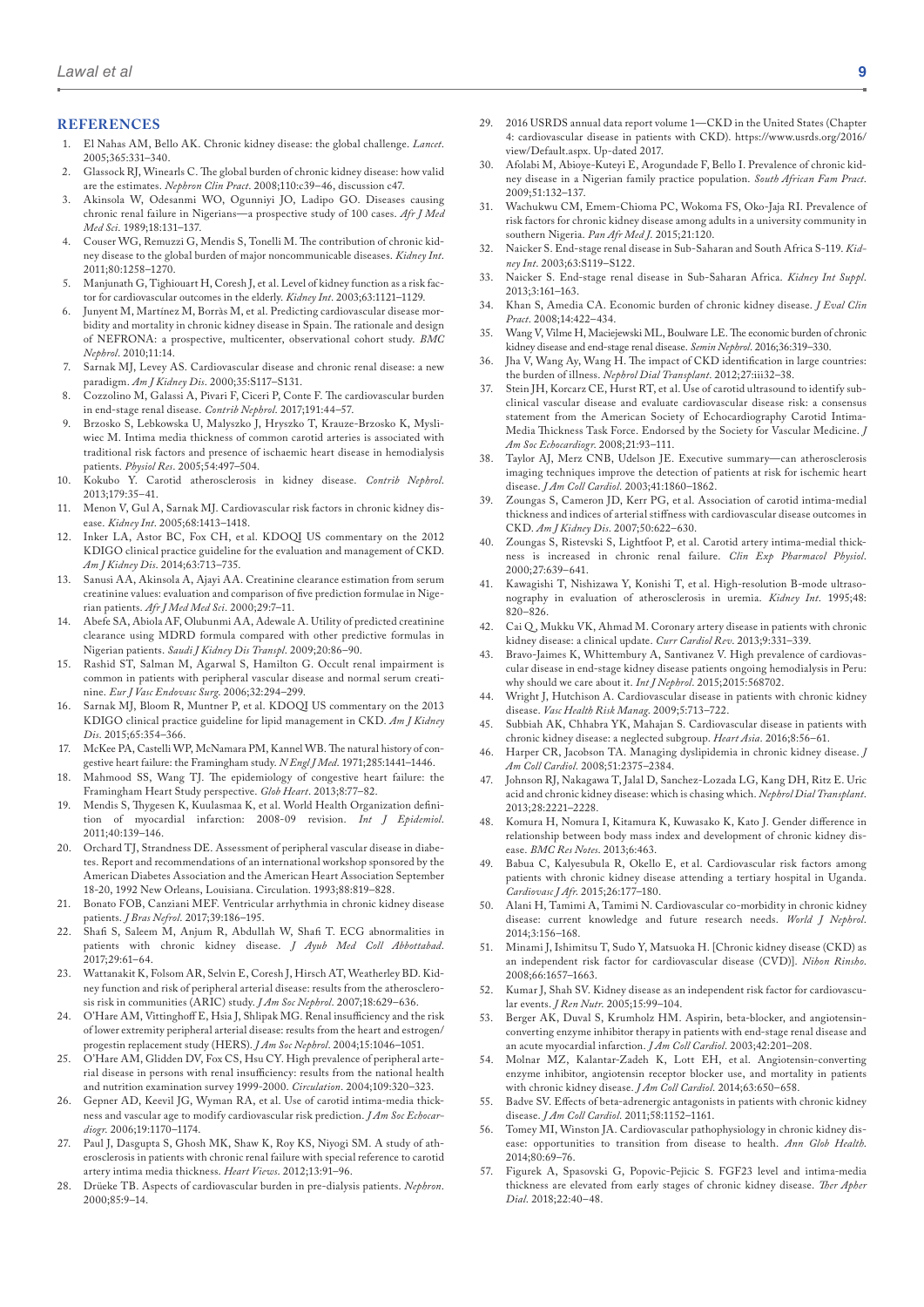## REFERENCES

1. El Nahas AM, Bello AK. Chronic kidney disease: the global challenge. *Lancet*. 2005;365:331–340.
2. Glassock RJ, Winearls C. The global burden of chronic kidney disease: how valid are the estimates. *Nephron Clin Pract*. 2008;110:c39–46, discussion c47.
3. Akinsola W, Odesanmi WO, Ogunniyi JO, Ladipo GO. Diseases causing chronic renal failure in Nigerians—a prospective study of 100 cases. *Afr J Med Med Sci*. 1989;18:131–137.
4. Couser WG, Remuzzi G, Mendis S, Tonelli M. The contribution of chronic kidney disease to the global burden of major noncommunicable diseases. *Kidney Int*. 2011;80:1258–1270.
5. Manjunath G, Tighiouart H, Coresh J, et al. Level of kidney function as a risk factor for cardiovascular outcomes in the elderly. *Kidney Int*. 2003;63:1121–1129.
6. Junyent M, Martínez M, Borràs M, et al. Predicting cardiovascular disease morbidity and mortality in chronic kidney disease in Spain. The rationale and design of NEFRONA: a prospective, multicenter, observational cohort study. *BMC Nephrol*. 2010;11:14.
7. Sarnak MJ, Levey AS. Cardiovascular disease and chronic renal disease: a new paradigm. *Am J Kidney Dis*. 2000;35:S117–S131.
8. Cozzolino M, Galassi A, Pivari F, Ciceri P, Conte F. The cardiovascular burden in end-stage renal disease. *Contrib Nephrol*. 2017;191:44–57.
9. Brzosko S, Lebkowska U, Malyszko J, Hryszko T, Krauze-Brzosko K, Mysliwiec M. Intima media thickness of common carotid arteries is associated with traditional risk factors and presence of ischaemic heart disease in hemodialysis patients. *Physiol Res*. 2005;54:497–504.
10. Kokubo Y. Carotid atherosclerosis in kidney disease. *Contrib Nephrol*. 2013;179:35–41.
11. Menon V, Gul A, Sarnak MJ. Cardiovascular risk factors in chronic kidney disease. *Kidney Int*. 2005;68:1413–1418.
12. Inker LA, Astor BC, Fox CH, et al. KDOQI US commentary on the 2012 KDIGO clinical practice guideline for the evaluation and management of CKD. *Am J Kidney Dis*. 2014;63:713–735.
13. Sanusi AA, Akinsola A, Ajayi AA. Creatinine clearance estimation from serum creatinine values: evaluation and comparison of five prediction formulae in Nigerian patients. *Afr J Med Med Sci*. 2000;29:7–11.
14. Abefe SA, Abiola AF, Olubunmi AA, Adewale A. Utility of predicted creatinine clearance using MDRD formula compared with other predictive formulas in Nigerian patients. *Saudi J Kidney Dis Transpl*. 2009;20:86–90.
15. Rashid ST, Salman M, Agarwal S, Hamilton G. Occult renal impairment is common in patients with peripheral vascular disease and normal serum creatinine. *Eur J Vasc Endovasc Surg*. 2006;32:294–299.
16. Sarnak MJ, Bloom R, Muntner P, et al. KDOQI US commentary on the 2013 KDIGO clinical practice guideline for lipid management in CKD. *Am J Kidney Dis*. 2015;65:354–366.
17. McKee PA, Castelli WP, McNamara PM, Kannel WB. The natural history of congestive heart failure: the Framingham study. *N Engl J Med*. 1971;285:1441–1446.
18. Mahmood SS, Wang TJ. The epidemiology of congestive heart failure: the Framingham Heart Study perspective. *Glob Heart*. 2013;8:77–82.
19. Mendis S, Thygesen K, Kuulasmaa K, et al. World Health Organization definition of myocardial infarction: 2008-09 revision. *Int J Epidemiol*. 2011;40:139–146.
20. Orchard TJ, Strandness DE. Assessment of peripheral vascular disease in diabetes. Report and recommendations of an international workshop sponsored by the American Diabetes Association and the American Heart Association September 18-20, 1992 New Orleans, Louisiana. Circulation. 1993;88:819–828.
21. Bonato FOB, Canziani MEF. Ventricular arrhythmia in chronic kidney disease patients. *J Bras Nefrol*. 2017;39:186–195.
22. Shafi S, Saleem M, Anjum R, Abdullah W, Shafi T. ECG abnormalities in patients with chronic kidney disease. *J Ayub Med Coll Abbottabad*. 2017;29:61–64.
23. Wattanakit K, Folsom AR, Selvin E, Coresh J, Hirsch AT, Weatherley BD. Kidney function and risk of peripheral arterial disease: results from the atherosclerosis risk in communities (ARIC) study. *J Am Soc Nephrol*. 2007;18:629–636.
24. O'Hare AM, Vittinghoff E, Hsia J, Shlipak MG. Renal insufficiency and the risk of lower extremity peripheral arterial disease: results from the heart and estrogen/progestin replacement study (HERS). *J Am Soc Nephrol*. 2004;15:1046–1051.
25. O'Hare AM, Glidden DV, Fox CS, Hsu CY. High prevalence of peripheral arterial disease in persons with renal insufficiency: results from the national health and nutrition examination survey 1999-2000. *Circulation*. 2004;109:320–323.
26. Gepner AD, Keevil JG, Wyman RA, et al. Use of carotid intima-media thickness and vascular age to modify cardiovascular risk prediction. *J Am Soc Echocardiogr*. 2006;19:1170–1174.
27. Paul J, Dasgupta S, Ghosh MK, Shaw K, Roy KS, Niyogi SM. A study of atherosclerosis in patients with chronic renal failure with special reference to carotid artery intima media thickness. *Heart Views*. 2012;13:91–96.
28. Drüeke TB. Aspects of cardiovascular burden in pre-dialysis patients. *Nephron*. 2000;85:9–14.
29. 2016 USRDS annual data report volume 1—CKD in the United States (Chapter 4: cardiovascular disease in patients with CKD). https://www.usrds.org/2016/view/Default.aspx. Up-dated 2017.
30. Afolabi M, Abioye-Kuteyi E, Arogundade F, Bello I. Prevalence of chronic kidney disease in a Nigerian family practice population. *South African Fam Pract*. 2009;51:132–137.
31. Wachukwu CM, Emem-Chioma PC, Wokoma FS, Oko-Jaja RI. Prevalence of risk factors for chronic kidney disease among adults in a university community in southern Nigeria. *Pan Afr Med J*. 2015;21:120.
32. Naicker S. End-stage renal disease in Sub-Saharan and South Africa S-119. *Kidney Int*. 2003;63:S119–S122.
33. Naicker S. End-stage renal disease in Sub-Saharan Africa. *Kidney Int Suppl*. 2013;3:161–163.
34. Khan S, Amedia CA. Economic burden of chronic kidney disease. *J Eval Clin Pract*. 2008;14:422–434.
35. Wang V, Vilme H, Maciejewski ML, Boulware LE. The economic burden of chronic kidney disease and end-stage renal disease. *Semin Nephrol*. 2016;36:319–330.
36. Jha V, Wang Ay, Wang H. The impact of CKD identification in large countries: the burden of illness. *Nephrol Dial Transplant*. 2012;27:iii32–38.
37. Stein JH, Korcarz CE, Hurst RT, et al. Use of carotid ultrasound to identify subclinical vascular disease and evaluate cardiovascular disease risk: a consensus statement from the American Society of Echocardiography Carotid Intima-Media Thickness Task Force. Endorsed by the Society for Vascular Medicine. *J Am Soc Echocardiogr*. 2008;21:93–111.
38. Taylor AJ, Merz CNB, Udelson JE. Executive summary—can atherosclerosis imaging techniques improve the detection of patients at risk for ischemic heart disease. *J Am Coll Cardiol*. 2003;41:1860–1862.
39. Zoungas S, Cameron JD, Kerr PG, et al. Association of carotid intima-medial thickness and indices of arterial stiffness with cardiovascular disease outcomes in CKD. *Am J Kidney Dis*. 2007;50:622–630.
40. Zoungas S, Ristevski S, Lightfoot P, et al. Carotid artery intima-medial thickness is increased in chronic renal failure. *Clin Exp Pharmacol Physiol*. 2000;27:639–641.
41. Kawagishi T, Nishizawa Y, Konishi T, et al. High-resolution B-mode ultrasonography in evaluation of atherosclerosis in uremia. *Kidney Int*. 1995;48:820–826.
42. Cai Q, Mukku VK, Ahmad M. Coronary artery disease in patients with chronic kidney disease: a clinical update. *Curr Cardiol Rev*. 2013;9:331–339.
43. Bravo-Jaimes K, Whittembury A, Santivanez V. High prevalence of cardiovascular disease in end-stage kidney disease patients ongoing hemodialysis in Peru: why should we care about it. *Int J Nephrol*. 2015;2015:568702.
44. Wright J, Hutchison A. Cardiovascular disease in patients with chronic kidney disease. *Vasc Health Risk Manag*. 2009;5:713–722.
45. Subbiah AK, Chhabra YK, Mahajan S. Cardiovascular disease in patients with chronic kidney disease: a neglected subgroup. *Heart Asia*. 2016;8:56–61.
46. Harper CR, Jacobson TA. Managing dyslipidemia in chronic kidney disease. *J Am Coll Cardiol*. 2008;51:2375–2384.
47. Johnson RJ, Nakagawa T, Jalal D, Sanchez-Lozada LG, Kang DH, Ritz E. Uric acid and chronic kidney disease: which is chasing which. *Nephrol Dial Transplant*. 2013;28:2221–2228.
48. Komura H, Nomura I, Kitamura K, Kuwasako K, Kato J. Gender difference in relationship between body mass index and development of chronic kidney disease. *BMC Res Notes*. 2013;6:463.
49. Babua C, Kalyesubula R, Okello E, et al. Cardiovascular risk factors among patients with chronic kidney disease attending a tertiary hospital in Uganda. *Cardiovasc J Afr*. 2015;26:177–180.
50. Alani H, Tamimi A, Tamimi N. Cardiovascular co-morbidity in chronic kidney disease: current knowledge and future research needs. *World J Nephrol*. 2014;3:156–168.
51. Minami J, Ishimitsu T, Sudo Y, Matsuoka H. [Chronic kidney disease (CKD) as an independent risk factor for cardiovascular disease (CVD)]. *Nihon Rinsho*. 2008;66:1657–1663.
52. Kumar J, Shah SV. Kidney disease as an independent risk factor for cardiovascular events. *J Ren Nutr*. 2005;15:99–104.
53. Berger AK, Duval S, Krumholz HM. Aspirin, beta-blocker, and angiotensin-converting enzyme inhibitor therapy in patients with end-stage renal disease and an acute myocardial infarction. *J Am Coll Cardiol*. 2003;42:201–208.
54. Molnar MZ, Kalantar-Zadeh K, Lott EH, et al. Angiotensin-converting enzyme inhibitor, angiotensin receptor blocker use, and mortality in patients with chronic kidney disease. *J Am Coll Cardiol*. 2014;63:650–658.
55. Badve SV. Effects of beta-adrenergic antagonists in patients with chronic kidney disease. *J Am Coll Cardiol*. 2011;58:1152–1161.
56. Tomey MI, Winston JA. Cardiovascular pathophysiology in chronic kidney disease: opportunities to transition from disease to health. *Ann Glob Health*. 2014;80:69–76.
57. Figurek A, Spasovski G, Popovic-Pejicic S. FGF23 level and intima-media thickness are elevated from early stages of chronic kidney disease. *Ther Apher Dial*. 2018;22:40–48.